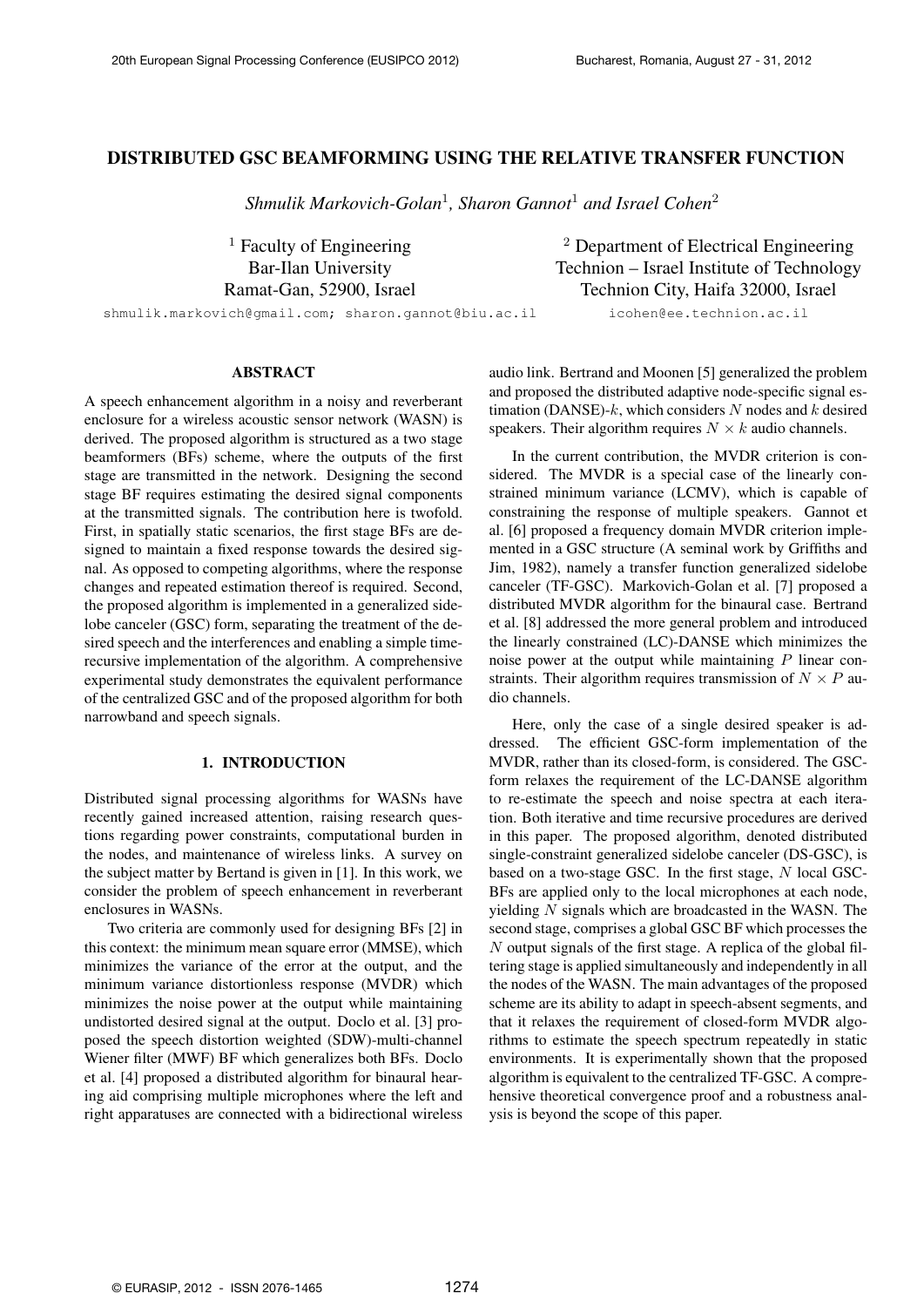# DISTRIBUTED GSC BEAMFORMING USING THE RELATIVE TRANSFER FUNCTION

*Shmulik Markovich-Golan*[1], *Sharon Gannot*[1] *and Israel Cohen*[2]

[1] Faculty of Engineering
Bar-Ilan University
Ramat-Gan, 52900, Israel

[2] Department of Electrical Engineering
Technion – Israel Institute of Technology
Technion City, Haifa 32000, Israel

shmulik.markovich@gmail.com; sharon.gannot@biu.ac.il icohen@ee.technion.ac.il

## ABSTRACT

A speech enhancement algorithm in a noisy and reverberant enclosure for a wireless acoustic sensor network (WASN) is derived. The proposed algorithm is structured as a two stage beamformers (BFs) scheme, where the outputs of the first stage are transmitted in the network. Designing the second stage BF requires estimating the desired signal components at the transmitted signals. The contribution here is twofold. First, in spatially static scenarios, the first stage BFs are designed to maintain a fixed response towards the desired signal. As opposed to competing algorithms, where the response changes and repeated estimation thereof is required. Second, the proposed algorithm is implemented in a generalized sidelobe canceler (GSC) form, separating the treatment of the desired speech and the interferences and enabling a simple time-recursive implementation of the algorithm. A comprehensive experimental study demonstrates the equivalent performance of the centralized GSC and of the proposed algorithm for both narrowband and speech signals.

## 1. INTRODUCTION

Distributed signal processing algorithms for WASNs have recently gained increased attention, raising research questions regarding power constraints, computational burden in the nodes, and maintenance of wireless links. A survey on the subject matter by Bertand is given in [1]. In this work, we consider the problem of speech enhancement in reverberant enclosures in WASNs.

Two criteria are commonly used for designing BFs [2] in this context: the minimum mean square error (MMSE), which minimizes the variance of the error at the output, and the minimum variance distortionless response (MVDR) which minimizes the noise power at the output while maintaining undistorted desired signal at the output. Doclo et al. [3] proposed the speech distortion weighted (SDW)-multi-channel Wiener filter (MWF) BF which generalizes both BFs. Doclo et al. [4] proposed a distributed algorithm for binaural hearing aid comprising multiple microphones where the left and right apparatuses are connected with a bidirectional wireless audio link. Bertrand and Moonen [5] generalized the problem and proposed the distributed adaptive node-specific signal estimation (DANSE)-$k$, which considers $N$ nodes and $k$ desired speakers. Their algorithm requires $N \times k$ audio channels.

In the current contribution, the MVDR criterion is considered. The MVDR is a special case of the linearly constrained minimum variance (LCMV), which is capable of constraining the response of multiple speakers. Gannot et al. [6] proposed a frequency domain MVDR criterion implemented in a GSC structure (A seminal work by Griffiths and Jim, 1982), namely a transfer function generalized sidelobe canceler (TF-GSC). Markovich-Golan et al. [7] proposed a distributed MVDR algorithm for the binaural case. Bertrand et al. [8] addressed the more general problem and introduced the linearly constrained (LC)-DANSE which minimizes the noise power at the output while maintaining $P$ linear constraints. Their algorithm requires transmission of $N \times P$ audio channels.

Here, only the case of a single desired speaker is addressed. The efficient GSC-form implementation of the MVDR, rather than its closed-form, is considered. The GSC-form relaxes the requirement of the LC-DANSE algorithm to re-estimate the speech and noise spectra at each iteration. Both iterative and time recursive procedures are derived in this paper. The proposed algorithm, denoted distributed single-constraint generalized sidelobe canceler (DS-GSC), is based on a two-stage GSC. In the first stage, $N$ local GSC-BFs are applied only to the local microphones at each node, yielding $N$ signals which are broadcasted in the WASN. The second stage, comprises a global GSC BF which processes the $N$ output signals of the first stage. A replica of the global filtering stage is applied simultaneously and independently in all the nodes of the WASN. The main advantages of the proposed scheme are its ability to adapt in speech-absent segments, and that it relaxes the requirement of closed-form MVDR algorithms to estimate the speech spectrum repeatedly in static environments. It is experimentally shown that the proposed algorithm is equivalent to the centralized TF-GSC. A comprehensive theoretical convergence proof and a robustness analysis is beyond the scope of this paper.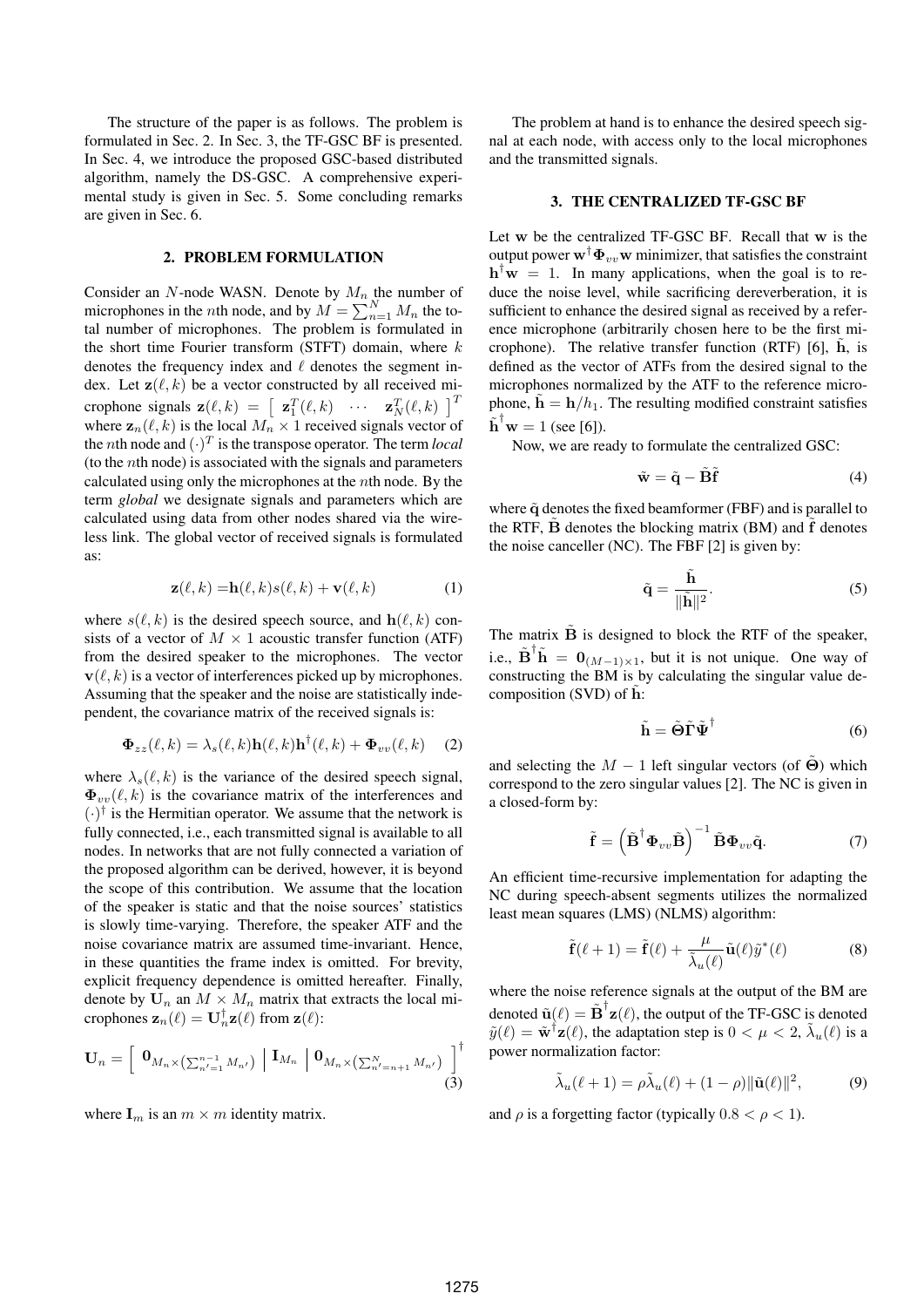The structure of the paper is as follows. The problem is formulated in Sec. 2. In Sec. 3, the TF-GSC BF is presented. In Sec. 4, we introduce the proposed GSC-based distributed algorithm, namely the DS-GSC. A comprehensive experimental study is given in Sec. 5. Some concluding remarks are given in Sec. 6.

## 2. PROBLEM FORMULATION

Consider an $N$-node WASN. Denote by $M_n$ the number of microphones in the $n$th node, and by $M = \sum_{n=1}^{N} M_n$ the total number of microphones. The problem is formulated in the short time Fourier transform (STFT) domain, where $k$ denotes the frequency index and $\ell$ denotes the segment index. Let $\mathbf{z}(\ell, k)$ be a vector constructed by all received microphone signals $\mathbf{z}(\ell, k) = \begin{bmatrix} \mathbf{z}_1^T(\ell, k) & \cdots & \mathbf{z}_N^T(\ell, k) \end{bmatrix}^T$ where $\mathbf{z}_n(\ell, k)$ is the local $M_n \times 1$ received signals vector of the $n$th node and $(\cdot)^T$ is the transpose operator. The term *local* (to the $n$th node) is associated with the signals and parameters calculated using only the microphones at the $n$th node. By the term *global* we designate signals and parameters which are calculated using data from other nodes shared via the wireless link. The global vector of received signals is formulated as:

$$\mathbf{z}(\ell, k) = \mathbf{h}(\ell, k)s(\ell, k) + \mathbf{v}(\ell, k) \tag{1}$$

where $s(\ell, k)$ is the desired speech source, and $\mathbf{h}(\ell, k)$ consists of a vector of $M \times 1$ acoustic transfer function (ATF) from the desired speaker to the microphones. The vector $\mathbf{v}(\ell, k)$ is a vector of interferences picked up by microphones. Assuming that the speaker and the noise are statistically independent, the covariance matrix of the received signals is:

$$\mathbf{\Phi}_{zz}(\ell, k) = \lambda_s(\ell, k)\mathbf{h}(\ell, k)\mathbf{h}^\dagger(\ell, k) + \mathbf{\Phi}_{vv}(\ell, k) \tag{2}$$

where $\lambda_s(\ell, k)$ is the variance of the desired speech signal, $\mathbf{\Phi}_{vv}(\ell, k)$ is the covariance matrix of the interferences and $(\cdot)^\dagger$ is the Hermitian operator. We assume that the network is fully connected, i.e., each transmitted signal is available to all nodes. In networks that are not fully connected a variation of the proposed algorithm can be derived, however, it is beyond the scope of this contribution. We assume that the location of the speaker is static and that the noise sources' statistics is slowly time-varying. Therefore, the speaker ATF and the noise covariance matrix are assumed time-invariant. Hence, in these quantities the frame index is omitted. For brevity, explicit frequency dependence is omitted hereafter. Finally, denote by $\mathbf{U}_n$ an $M \times M_n$ matrix that extracts the local microphones $\mathbf{z}_n(\ell) = \mathbf{U}_n^\dagger \mathbf{z}(\ell)$ from $\mathbf{z}(\ell)$:

$$\mathbf{U}_n = \left[ \begin{array}{c|c|c} \mathbf{0}_{M_n \times \left(\sum_{n'=1}^{n-1} M_{n'}\right)} & \mathbf{I}_{M_n} & \mathbf{0}_{M_n \times \left(\sum_{n'=n+1}^{N} M_{n'}\right)} \end{array} \right]^\dagger \tag{3}$$

where $\mathbf{I}_m$ is an $m \times m$ identity matrix.

The problem at hand is to enhance the desired speech signal at each node, with access only to the local microphones and the transmitted signals.

## 3. THE CENTRALIZED TF-GSC BF

Let $\mathbf{w}$ be the centralized TF-GSC BF. Recall that $\mathbf{w}$ is the output power $\mathbf{w}^\dagger \mathbf{\Phi}_{vv} \mathbf{w}$ minimizer, that satisfies the constraint $\mathbf{h}^\dagger \mathbf{w} = 1$. In many applications, when the goal is to reduce the noise level, while sacrificing dereverberation, it is sufficient to enhance the desired signal as received by a reference microphone (arbitrarily chosen here to be the first microphone). The relative transfer function (RTF) [6], $\tilde{\mathbf{h}}$, is defined as the vector of ATFs from the desired signal to the microphones normalized by the ATF to the reference microphone, $\tilde{\mathbf{h}} = \mathbf{h}/h_1$. The resulting modified constraint satisfies $\tilde{\mathbf{h}}^\dagger \mathbf{w} = 1$ (see [6]).

Now, we are ready to formulate the centralized GSC:

$$\tilde{\mathbf{w}} = \tilde{\mathbf{q}} - \tilde{\mathbf{B}}\tilde{\mathbf{f}} \tag{4}$$

where $\tilde{\mathbf{q}}$ denotes the fixed beamformer (FBF) and is parallel to the RTF, $\tilde{\mathbf{B}}$ denotes the blocking matrix (BM) and $\tilde{\mathbf{f}}$ denotes the noise canceller (NC). The FBF [2] is given by:

$$\tilde{\mathbf{q}} = \frac{\tilde{\mathbf{h}}}{\|\tilde{\mathbf{h}}\|^2}. \tag{5}$$

The matrix $\tilde{\mathbf{B}}$ is designed to block the RTF of the speaker, i.e., $\tilde{\mathbf{B}}^\dagger \tilde{\mathbf{h}} = \mathbf{0}_{(M-1)\times 1}$, but it is not unique. One way of constructing the BM is by calculating the singular value decomposition (SVD) of $\tilde{\mathbf{h}}$:

$$\tilde{\mathbf{h}} = \tilde{\mathbf{\Theta}}\tilde{\mathbf{\Gamma}}\tilde{\mathbf{\Psi}}^\dagger \tag{6}$$

and selecting the $M-1$ left singular vectors (of $\tilde{\mathbf{\Theta}}$) which correspond to the zero singular values [2]. The NC is given in a closed-form by:

$$\tilde{\mathbf{f}} = \left(\tilde{\mathbf{B}}^\dagger \mathbf{\Phi}_{vv} \tilde{\mathbf{B}}\right)^{-1} \tilde{\mathbf{B}} \mathbf{\Phi}_{vv} \tilde{\mathbf{q}}. \tag{7}$$

An efficient time-recursive implementation for adapting the NC during speech-absent segments utilizes the normalized least mean squares (LMS) (NLMS) algorithm:

$$\tilde{\mathbf{f}}(\ell + 1) = \tilde{\mathbf{f}}(\ell) + \frac{\mu}{\tilde{\lambda}_u(\ell)} \tilde{\mathbf{u}}(\ell)\tilde{y}^*(\ell) \tag{8}$$

where the noise reference signals at the output of the BM are denoted $\tilde{\mathbf{u}}(\ell) = \tilde{\mathbf{B}}^\dagger \mathbf{z}(\ell)$, the output of the TF-GSC is denoted $\tilde{y}(\ell) = \tilde{\mathbf{w}}^\dagger \mathbf{z}(\ell)$, the adaptation step is $0 < \mu < 2$, $\tilde{\lambda}_u(\ell)$ is a power normalization factor:

$$\tilde{\lambda}_u(\ell + 1) = \rho \tilde{\lambda}_u(\ell) + (1 - \rho)\|\tilde{\mathbf{u}}(\ell)\|^2, \tag{9}$$

and $\rho$ is a forgetting factor (typically $0.8 < \rho < 1$).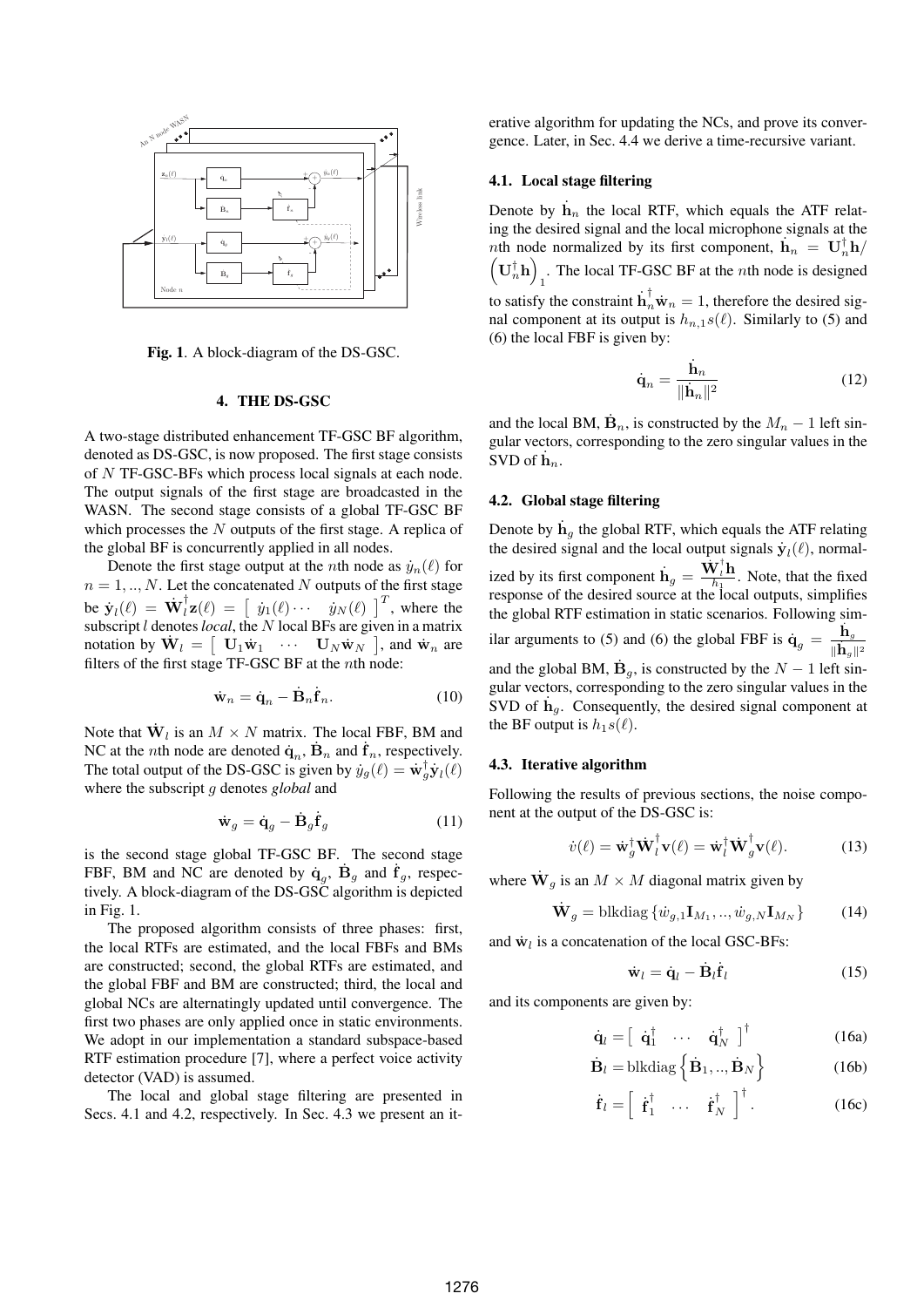Fig. 1. A block-diagram of the DS-GSC.

## 4. THE DS-GSC

A two-stage distributed enhancement TF-GSC BF algorithm, denoted as DS-GSC, is now proposed. The first stage consists of $N$ TF-GSC-BFs which process local signals at each node. The output signals of the first stage are broadcasted in the WASN. The second stage consists of a global TF-GSC BF which processes the $N$ outputs of the first stage. A replica of the global BF is concurrently applied in all nodes.

Denote the first stage output at the $n$th node as $\dot{y}_n(\ell)$ for $n = 1, .., N$. Let the concatenated $N$ outputs of the first stage be $\dot{\mathbf{y}}_l(\ell) = \dot{\mathbf{W}}_l^\dagger \mathbf{z}(\ell) = \begin{bmatrix} \dot{y}_1(\ell) \cdots & \dot{y}_N(\ell) \end{bmatrix}^T$, where the subscript $l$ denotes *local*, the $N$ local BFs are given in a matrix notation by $\dot{\mathbf{W}}_l = \begin{bmatrix} \mathbf{U}_1\dot{\mathbf{w}}_1 & \cdots & \mathbf{U}_N\dot{\mathbf{w}}_N \end{bmatrix}$, and $\dot{\mathbf{w}}_n$ are filters of the first stage TF-GSC BF at the $n$th node:

$$\dot{\mathbf{w}}_n = \dot{\mathbf{q}}_n - \dot{\mathbf{B}}_n\dot{\mathbf{f}}_n. \tag{10}$$

Note that $\dot{\mathbf{W}}_l$ is an $M \times N$ matrix. The local FBF, BM and NC at the $n$th node are denoted $\dot{\mathbf{q}}_n$, $\dot{\mathbf{B}}_n$ and $\dot{\mathbf{f}}_n$, respectively. The total output of the DS-GSC is given by $\dot{y}_g(\ell) = \dot{\mathbf{w}}_g^\dagger \dot{\mathbf{y}}_l(\ell)$ where the subscript $g$ denotes *global* and

$$\dot{\mathbf{w}}_g = \dot{\mathbf{q}}_g - \dot{\mathbf{B}}_g\dot{\mathbf{f}}_g \tag{11}$$

is the second stage global TF-GSC BF. The second stage FBF, BM and NC are denoted by $\dot{\mathbf{q}}_g$, $\dot{\mathbf{B}}_g$ and $\dot{\mathbf{f}}_g$, respectively. A block-diagram of the DS-GSC algorithm is depicted in Fig. 1.

The proposed algorithm consists of three phases: first, the local RTFs are estimated, and the local FBFs and BMs are constructed; second, the global RTFs are estimated, and the global FBF and BM are constructed; third, the local and global NCs are alternatingly updated until convergence. The first two phases are only applied once in static environments. We adopt in our implementation a standard subspace-based RTF estimation procedure [7], where a perfect voice activity detector (VAD) is assumed.

The local and global stage filtering are presented in Secs. 4.1 and 4.2, respectively. In Sec. 4.3 we present an iterative algorithm for updating the NCs, and prove its convergence. Later, in Sec. 4.4 we derive a time-recursive variant.

### 4.1. Local stage filtering

Denote by $\dot{\mathbf{h}}_n$ the local RTF, which equals the ATF relating the desired signal and the local microphone signals at the $n$th node normalized by its first component, $\dot{\mathbf{h}}_n = \mathbf{U}_n^\dagger \mathbf{h} / \left(\mathbf{U}_n^\dagger \mathbf{h}\right)_1$. The local TF-GSC BF at the $n$th node is designed to satisfy the constraint $\dot{\mathbf{h}}_n^\dagger \dot{\mathbf{w}}_n = 1$, therefore the desired signal component at its output is $h_{n,1}s(\ell)$. Similarly to (5) and (6) the local FBF is given by:

$$\dot{\mathbf{q}}_n = \frac{\dot{\mathbf{h}}_n}{\|\dot{\mathbf{h}}_n\|^2} \tag{12}$$

and the local BM, $\dot{\mathbf{B}}_n$, is constructed by the $M_n - 1$ left singular vectors, corresponding to the zero singular values in the SVD of $\dot{\mathbf{h}}_n$.

### 4.2. Global stage filtering

Denote by $\dot{\mathbf{h}}_g$ the global RTF, which equals the ATF relating the desired signal and the local output signals $\dot{\mathbf{y}}_l(\ell)$, normalized by its first component $\dot{\mathbf{h}}_g = \frac{\dot{\mathbf{W}}_l^\dagger \mathbf{h}}{h_1}$. Note, that the fixed response of the desired source at the local outputs, simplifies the global RTF estimation in static scenarios. Following similar arguments to (5) and (6) the global FBF is $\dot{\mathbf{q}}_g = \frac{\dot{\mathbf{h}}_g}{\|\dot{\mathbf{h}}_g\|^2}$ and the global BM, $\dot{\mathbf{B}}_g$, is constructed by the $N-1$ left singular vectors, corresponding to the zero singular values in the SVD of $\dot{\mathbf{h}}_g$. Consequently, the desired signal component at the BF output is $h_1 s(\ell)$.

### 4.3. Iterative algorithm

Following the results of previous sections, the noise component at the output of the DS-GSC is:

$$\dot{v}(\ell) = \dot{\mathbf{w}}_g^\dagger \dot{\mathbf{W}}_l^\dagger \mathbf{v}(\ell) = \dot{\mathbf{w}}_l^\dagger \dot{\mathbf{W}}_g^\dagger \mathbf{v}(\ell). \tag{13}$$

where $\dot{\mathbf{W}}_g$ is an $M \times M$ diagonal matrix given by

$$\dot{\mathbf{W}}_g = \text{blkdiag}\left\{\dot{w}_{g,1}\mathbf{I}_{M_1}, .., \dot{w}_{g,N}\mathbf{I}_{M_N}\right\} \tag{14}$$

and $\dot{\mathbf{w}}_l$ is a concatenation of the local GSC-BFs:

$$\dot{\mathbf{w}}_l = \dot{\mathbf{q}}_l - \dot{\mathbf{B}}_l\dot{\mathbf{f}}_l \tag{15}$$

and its components are given by:

$$\dot{\mathbf{q}}_l = \begin{bmatrix} \dot{\mathbf{q}}_1^\dagger & \cdots & \dot{\mathbf{q}}_N^\dagger \end{bmatrix}^\dagger \tag{16a}$$

$$\dot{\mathbf{B}}_l = \text{blkdiag}\left\{\dot{\mathbf{B}}_1, .., \dot{\mathbf{B}}_N\right\} \tag{16b}$$

$$\dot{\mathbf{f}}_l = \begin{bmatrix} \dot{\mathbf{f}}_1^\dagger & \cdots & \dot{\mathbf{f}}_N^\dagger \end{bmatrix}^\dagger. \tag{16c}$$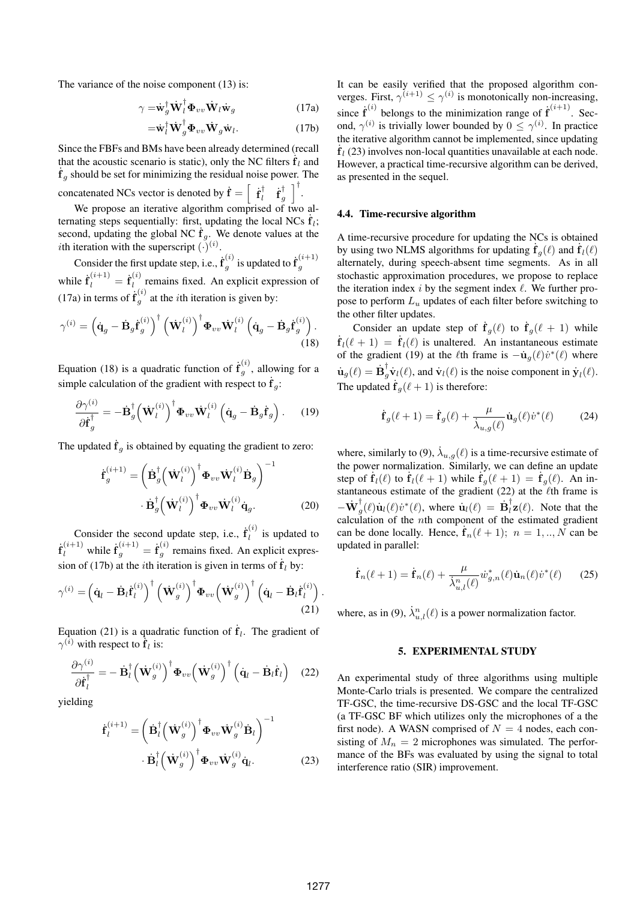The variance of the noise component (13) is:

$$\gamma = \dot{\mathbf{w}}_g^\dagger \dot{\mathbf{W}}_l^\dagger \mathbf{\Phi}_{vv} \dot{\mathbf{W}}_l \dot{\mathbf{w}}_g \tag{17a}$$

$$= \dot{\mathbf{w}}_l^\dagger \dot{\mathbf{W}}_g^\dagger \mathbf{\Phi}_{vv} \dot{\mathbf{W}}_g \dot{\mathbf{w}}_l. \tag{17b}$$

Since the FBFs and BMs have been already determined (recall that the acoustic scenario is static), only the NC filters $\dot{\mathbf{f}}_l$ and $\dot{\mathbf{f}}_g$ should be set for minimizing the residual noise power. The concatenated NCs vector is denoted by $\dot{\mathbf{f}} = \left[\begin{array}{cc} \dot{\mathbf{f}}_l^\dagger & \dot{\mathbf{f}}_g^\dagger \end{array}\right]^\dagger$.

We propose an iterative algorithm comprised of two alternating steps sequentially: first, updating the local NCs $\dot{\mathbf{f}}_l$; second, updating the global NC $\dot{\mathbf{f}}_g$. We denote values at the $i$th iteration with the superscript $(\cdot)^{(i)}$.

Consider the first update step, i.e., $\dot{\mathbf{f}}_g^{(i)}$ is updated to $\dot{\mathbf{f}}_g^{(i+1)}$ while $\dot{\mathbf{f}}_l^{(i+1)} = \dot{\mathbf{f}}_l^{(i)}$ remains fixed. An explicit expression of (17a) in terms of $\dot{\mathbf{f}}_g^{(i)}$ at the $i$th iteration is given by:

$$\gamma^{(i)} = \left(\dot{\mathbf{q}}_g - \dot{\mathbf{B}}_g \dot{\mathbf{f}}_g^{(i)}\right)^\dagger \left(\dot{\mathbf{W}}_l^{(i)}\right)^\dagger \mathbf{\Phi}_{vv} \dot{\mathbf{W}}_l^{(i)} \left(\dot{\mathbf{q}}_g - \dot{\mathbf{B}}_g \dot{\mathbf{f}}_g^{(i)}\right). \tag{18}$$

Equation (18) is a quadratic function of $\dot{\mathbf{f}}_g^{(i)}$, allowing for a simple calculation of the gradient with respect to $\dot{\mathbf{f}}_g$:

$$\frac{\partial \gamma^{(i)}}{\partial \dot{\mathbf{f}}_g^\dagger} = -\dot{\mathbf{B}}_g^\dagger \left(\dot{\mathbf{W}}_l^{(i)}\right)^\dagger \mathbf{\Phi}_{vv} \dot{\mathbf{W}}_l^{(i)} \left(\dot{\mathbf{q}}_g - \dot{\mathbf{B}}_g \dot{\mathbf{f}}_g\right). \tag{19}$$

The updated $\dot{\mathbf{f}}_g$ is obtained by equating the gradient to zero:

$$\dot{\mathbf{f}}_g^{(i+1)} = \left(\dot{\mathbf{B}}_g^\dagger \left(\dot{\mathbf{W}}_l^{(i)}\right)^\dagger \mathbf{\Phi}_{vv} \dot{\mathbf{W}}_l^{(i)} \dot{\mathbf{B}}_g\right)^{-1} \cdot \dot{\mathbf{B}}_g^\dagger \left(\dot{\mathbf{W}}_l^{(i)}\right)^\dagger \mathbf{\Phi}_{vv} \dot{\mathbf{W}}_l^{(i)} \dot{\mathbf{q}}_g. \tag{20}$$

Consider the second update step, i.e., $\dot{\mathbf{f}}_l^{(i)}$ is updated to $\dot{\mathbf{f}}_l^{(i+1)}$ while $\dot{\mathbf{f}}_g^{(i+1)} = \dot{\mathbf{f}}_g^{(i)}$ remains fixed. An explicit expression of (17b) at the $i$th iteration is given in terms of $\dot{\mathbf{f}}_l$ by:

$$\gamma^{(i)} = \left(\dot{\mathbf{q}}_l - \dot{\mathbf{B}}_l \dot{\mathbf{f}}_l^{(i)}\right)^\dagger \left(\dot{\mathbf{W}}_g^{(i)}\right)^\dagger \mathbf{\Phi}_{vv} \left(\dot{\mathbf{W}}_g^{(i)}\right)^\dagger \left(\dot{\mathbf{q}}_l - \dot{\mathbf{B}}_l \dot{\mathbf{f}}_l^{(i)}\right). \tag{21}$$

Equation (21) is a quadratic function of $\dot{\mathbf{f}}_l$. The gradient of $\gamma^{(i)}$ with respect to $\dot{\mathbf{f}}_l$ is:

$$\frac{\partial \gamma^{(i)}}{\partial \dot{\mathbf{f}}_l^\dagger} = -\dot{\mathbf{B}}_l^\dagger \left(\dot{\mathbf{W}}_g^{(i)}\right)^\dagger \mathbf{\Phi}_{vv} \left(\dot{\mathbf{W}}_g^{(i)}\right)^\dagger \left(\dot{\mathbf{q}}_l - \dot{\mathbf{B}}_l \dot{\mathbf{f}}_l\right) \tag{22}$$

yielding

$$\dot{\mathbf{f}}_l^{(i+1)} = \left(\dot{\mathbf{B}}_l^\dagger \left(\dot{\mathbf{W}}_g^{(i)}\right)^\dagger \mathbf{\Phi}_{vv} \dot{\mathbf{W}}_g^{(i)} \dot{\mathbf{B}}_l\right)^{-1} \cdot \dot{\mathbf{B}}_l^\dagger \left(\dot{\mathbf{W}}_g^{(i)}\right)^\dagger \mathbf{\Phi}_{vv} \dot{\mathbf{W}}_g^{(i)} \dot{\mathbf{q}}_l. \tag{23}$$

It can be easily verified that the proposed algorithm converges. First, $\gamma^{(i+1)} \leq \gamma^{(i)}$ is monotonically non-increasing, since $\dot{\mathbf{f}}^{(i)}$ belongs to the minimization range of $\dot{\mathbf{f}}^{(i+1)}$. Second, $\gamma^{(i)}$ is trivially lower bounded by $0 \leq \gamma^{(i)}$. In practice the iterative algorithm cannot be implemented, since updating $\dot{\mathbf{f}}_l$ (23) involves non-local quantities unavailable at each node. However, a practical time-recursive algorithm can be derived, as presented in the sequel.

### 4.4. Time-recursive algorithm

A time-recursive procedure for updating the NCs is obtained by using two NLMS algorithms for updating $\dot{\mathbf{f}}_g(\ell)$ and $\dot{\mathbf{f}}_l(\ell)$ alternately, during speech-absent time segments. As in all stochastic approximation procedures, we propose to replace the iteration index $i$ by the segment index $\ell$. We further propose to perform $L_u$ updates of each filter before switching to the other filter updates.

Consider an update step of $\dot{\mathbf{f}}_g(\ell)$ to $\dot{\mathbf{f}}_g(\ell+1)$ while $\dot{\mathbf{f}}_l(\ell+1) = \dot{\mathbf{f}}_l(\ell)$ is unaltered. An instantaneous estimate of the gradient (19) at the $\ell$th frame is $-\dot{\mathbf{u}}_g(\ell)\dot{v}^*(\ell)$ where $\dot{\mathbf{u}}_g(\ell) = \dot{\mathbf{B}}_g^\dagger \dot{\mathbf{v}}_l(\ell)$, and $\dot{\mathbf{v}}_l(\ell)$ is the noise component in $\dot{\mathbf{y}}_l(\ell)$. The updated $\dot{\mathbf{f}}_g(\ell+1)$ is therefore:

$$\dot{\mathbf{f}}_g(\ell+1) = \dot{\mathbf{f}}_g(\ell) + \frac{\mu}{\dot{\lambda}_{u,g}(\ell)} \dot{\mathbf{u}}_g(\ell)\dot{v}^*(\ell) \tag{24}$$

where, similarly to (9), $\dot{\lambda}_{u,g}(\ell)$ is a time-recursive estimate of the power normalization. Similarly, we can define an update step of $\dot{\mathbf{f}}_l(\ell)$ to $\dot{\mathbf{f}}_l(\ell+1)$ while $\dot{\mathbf{f}}_g(\ell+1) = \dot{\mathbf{f}}_g(\ell)$. An instantaneous estimate of the gradient (22) at the $\ell$th frame is $-\dot{\mathbf{W}}_g^\dagger(\ell)\dot{\mathbf{u}}_l(\ell)\dot{v}^*(\ell)$, where $\dot{\mathbf{u}}_l(\ell) = \dot{\mathbf{B}}_l^\dagger \mathbf{z}(\ell)$. Note that the calculation of the $n$th component of the estimated gradient can be done locally. Hence, $\dot{\mathbf{f}}_n(\ell+1);\ n = 1, .., N$ can be updated in parallel:

$$\dot{\mathbf{f}}_n(\ell+1) = \dot{\mathbf{f}}_n(\ell) + \frac{\mu}{\dot{\lambda}_{u,l}^n(\ell)} \dot{w}_{g,n}^*(\ell)\dot{\mathbf{u}}_n(\ell)\dot{v}^*(\ell) \tag{25}$$

where, as in (9), $\dot{\lambda}_{u,l}^n(\ell)$ is a power normalization factor.

## 5. EXPERIMENTAL STUDY

An experimental study of three algorithms using multiple Monte-Carlo trials is presented. We compare the centralized TF-GSC, the time-recursive DS-GSC and the local TF-GSC (a TF-GSC BF which utilizes only the microphones of a the first node). A WASN comprised of $N = 4$ nodes, each consisting of $M_n = 2$ microphones was simulated. The performance of the BFs was evaluated by using the signal to total interference ratio (SIR) improvement.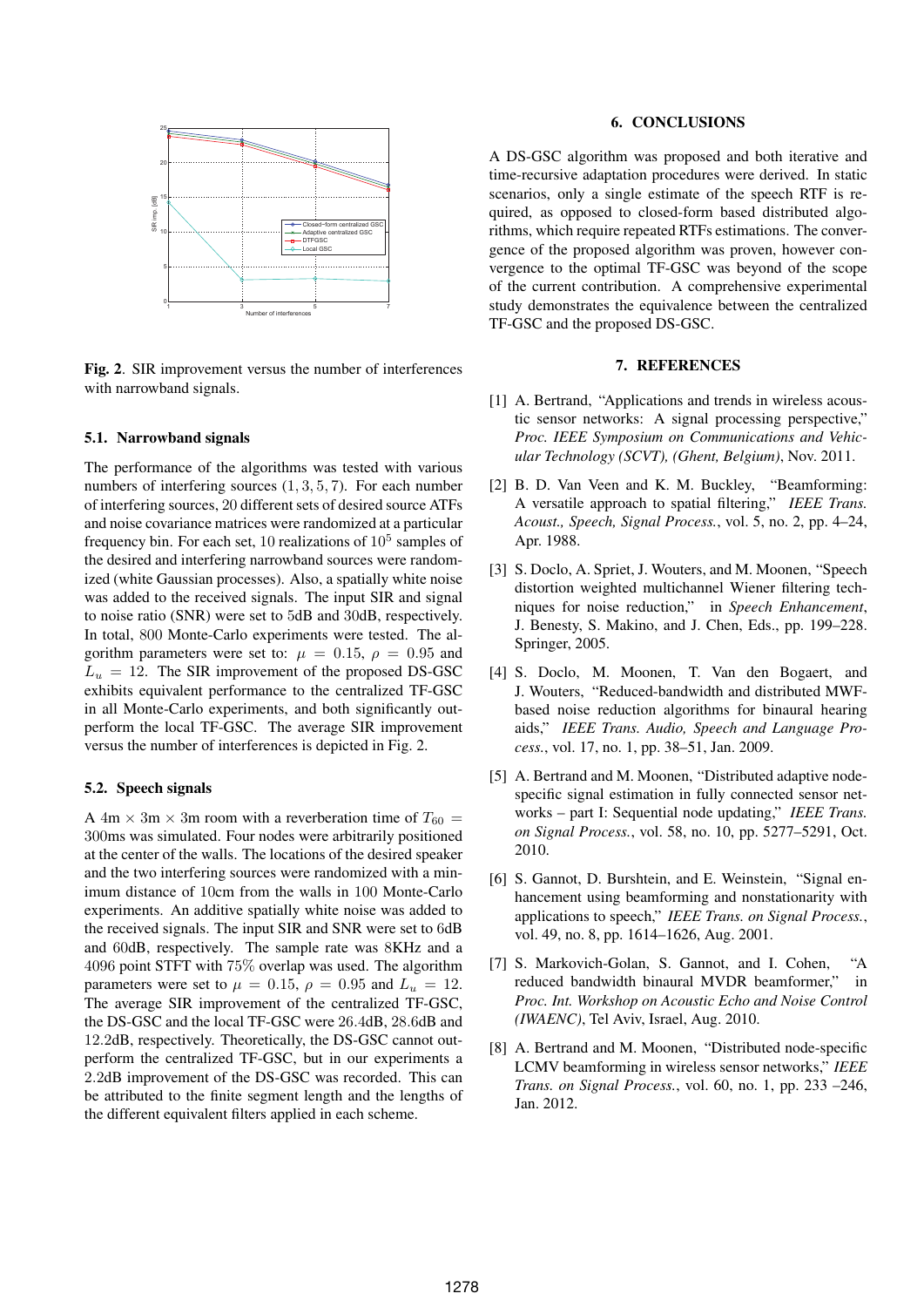25

20

15

10

5

0

1 3 5 7

Number of interferences

SIR imp. [dB]

Closed−form centralized GSC
Adaptive centralized GSC
DTFGSC
Local GSC

**Fig. 2**. SIR improvement versus the number of interferences with narrowband signals.

### 5.1. Narrowband signals

The performance of the algorithms was tested with various numbers of interfering sources $(1, 3, 5, 7)$. For each number of interfering sources, 20 different sets of desired source ATFs and noise covariance matrices were randomized at a particular frequency bin. For each set, 10 realizations of $10^5$ samples of the desired and interfering narrowband sources were randomized (white Gaussian processes). Also, a spatially white noise was added to the received signals. The input SIR and signal to noise ratio (SNR) were set to 5dB and 30dB, respectively. In total, 800 Monte-Carlo experiments were tested. The algorithm parameters were set to: $\mu = 0.15$, $\rho = 0.95$ and $L_u = 12$. The SIR improvement of the proposed DS-GSC exhibits equivalent performance to the centralized TF-GSC in all Monte-Carlo experiments, and both significantly outperform the local TF-GSC. The average SIR improvement versus the number of interferences is depicted in Fig. 2.

### 5.2. Speech signals

A $4\text{m} \times 3\text{m} \times 3\text{m}$ room with a reverberation time of $T_{60} =$ 300ms was simulated. Four nodes were arbitrarily positioned at the center of the walls. The locations of the desired speaker and the two interfering sources were randomized with a minimum distance of 10cm from the walls in 100 Monte-Carlo experiments. An additive spatially white noise was added to the received signals. The input SIR and SNR were set to 6dB and 60dB, respectively. The sample rate was 8KHz and a 4096 point STFT with 75% overlap was used. The algorithm parameters were set to $\mu = 0.15$, $\rho = 0.95$ and $L_u = 12$. The average SIR improvement of the centralized TF-GSC, the DS-GSC and the local TF-GSC were 26.4dB, 28.6dB and 12.2dB, respectively. Theoretically, the DS-GSC cannot outperform the centralized TF-GSC, but in our experiments a 2.2dB improvement of the DS-GSC was recorded. This can be attributed to the finite segment length and the lengths of the different equivalent filters applied in each scheme.

## 6. CONCLUSIONS

A DS-GSC algorithm was proposed and both iterative and time-recursive adaptation procedures were derived. In static scenarios, only a single estimate of the speech RTF is required, as opposed to closed-form based distributed algorithms, which require repeated RTFs estimations. The convergence of the proposed algorithm was proven, however convergence to the optimal TF-GSC was beyond of the scope of the current contribution. A comprehensive experimental study demonstrates the equivalence between the centralized TF-GSC and the proposed DS-GSC.

## 7. REFERENCES

[1] A. Bertrand, "Applications and trends in wireless acoustic sensor networks: A signal processing perspective," *Proc. IEEE Symposium on Communications and Vehicular Technology (SCVT), (Ghent, Belgium)*, Nov. 2011.

[2] B. D. Van Veen and K. M. Buckley, "Beamforming: A versatile approach to spatial filtering," *IEEE Trans. Acoust., Speech, Signal Process.*, vol. 5, no. 2, pp. 4–24, Apr. 1988.

[3] S. Doclo, A. Spriet, J. Wouters, and M. Moonen, "Speech distortion weighted multichannel Wiener filtering techniques for noise reduction," in *Speech Enhancement*, J. Benesty, S. Makino, and J. Chen, Eds., pp. 199–228. Springer, 2005.

[4] S. Doclo, M. Moonen, T. Van den Bogaert, and J. Wouters, "Reduced-bandwidth and distributed MWF-based noise reduction algorithms for binaural hearing aids," *IEEE Trans. Audio, Speech and Language Process.*, vol. 17, no. 1, pp. 38–51, Jan. 2009.

[5] A. Bertrand and M. Moonen, "Distributed adaptive node-specific signal estimation in fully connected sensor networks – part I: Sequential node updating," *IEEE Trans. on Signal Process.*, vol. 58, no. 10, pp. 5277–5291, Oct. 2010.

[6] S. Gannot, D. Burshtein, and E. Weinstein, "Signal enhancement using beamforming and nonstationarity with applications to speech," *IEEE Trans. on Signal Process.*, vol. 49, no. 8, pp. 1614–1626, Aug. 2001.

[7] S. Markovich-Golan, S. Gannot, and I. Cohen, "A reduced bandwidth binaural MVDR beamformer," in *Proc. Int. Workshop on Acoustic Echo and Noise Control (IWAENC)*, Tel Aviv, Israel, Aug. 2010.

[8] A. Bertrand and M. Moonen, "Distributed node-specific LCMV beamforming in wireless sensor networks," *IEEE Trans. on Signal Process.*, vol. 60, no. 1, pp. 233 –246, Jan. 2012.